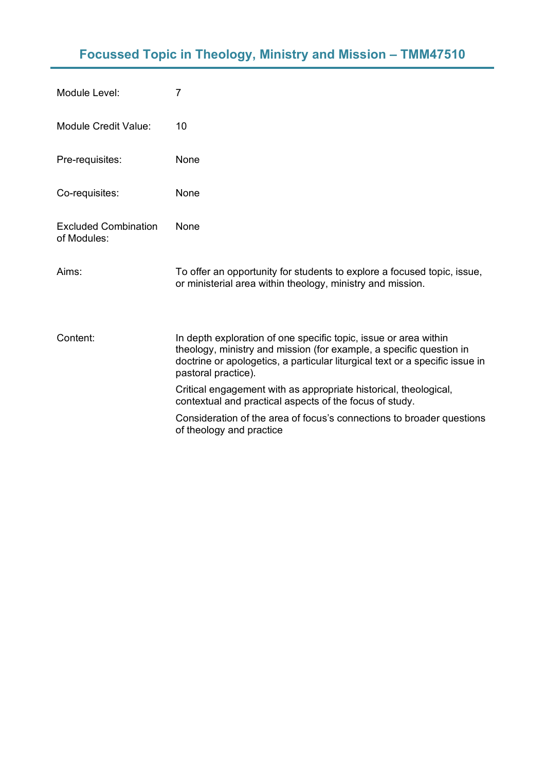# Focussed Topic in Theology, Ministry and Mission – TMM47510

| | |
|---|---|
| Module Level: | 7 |
| Module Credit Value: | 10 |
| Pre-requisites: | None |
| Co-requisites: | None |
| Excluded Combination of Modules: | None |
| Aims: | To offer an opportunity for students to explore a focused topic, issue, or ministerial area within theology, ministry and mission. |
| Content: | In depth exploration of one specific topic, issue or area within theology, ministry and mission (for example, a specific question in doctrine or apologetics, a particular liturgical text or a specific issue in pastoral practice).<br><br>Critical engagement with as appropriate historical, theological, contextual and practical aspects of the focus of study.<br><br>Consideration of the area of focus's connections to broader questions of theology and practice |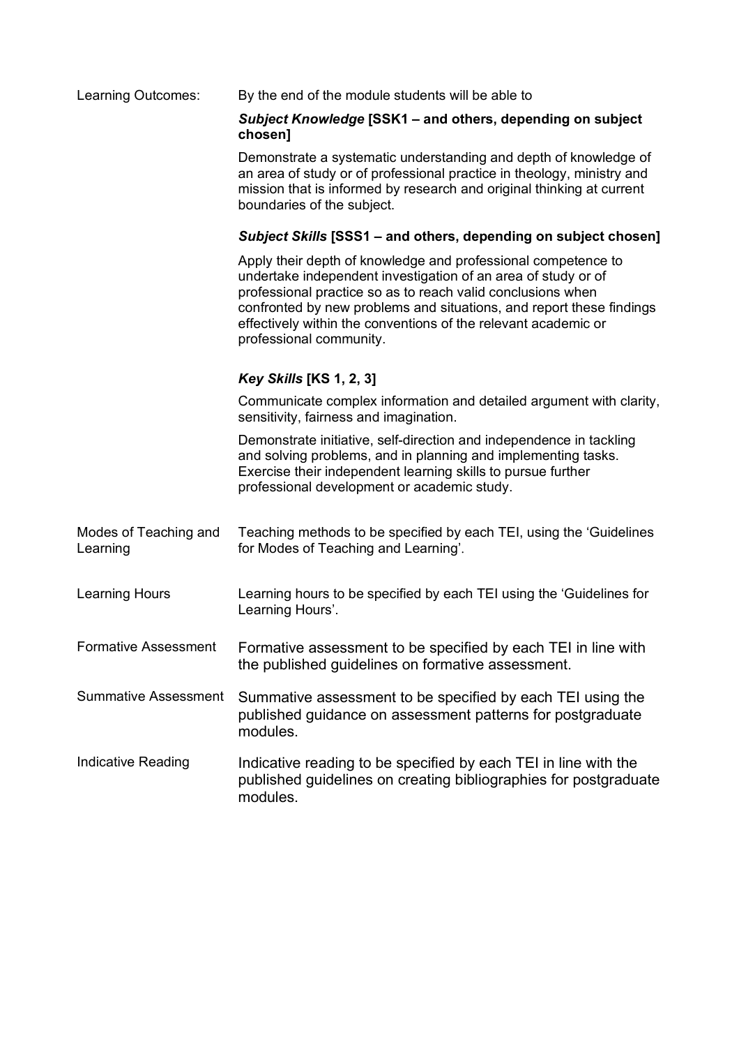| | |
|---|---|
| Learning Outcomes: | By the end of the module students will be able to<br><br>***Subject Knowledge* [SSK1 – and others, depending on subject chosen]**<br><br>Demonstrate a systematic understanding and depth of knowledge of an area of study or of professional practice in theology, ministry and mission that is informed by research and original thinking at current boundaries of the subject.<br><br>***Subject Skills* [SSS1 – and others, depending on subject chosen]**<br><br>Apply their depth of knowledge and professional competence to undertake independent investigation of an area of study or of professional practice so as to reach valid conclusions when confronted by new problems and situations, and report these findings effectively within the conventions of the relevant academic or professional community.<br><br>***Key Skills* [KS 1, 2, 3]**<br><br>Communicate complex information and detailed argument with clarity, sensitivity, fairness and imagination.<br><br>Demonstrate initiative, self-direction and independence in tackling and solving problems, and in planning and implementing tasks. Exercise their independent learning skills to pursue further professional development or academic study. |
| Modes of Teaching and Learning | Teaching methods to be specified by each TEI, using the 'Guidelines for Modes of Teaching and Learning'. |
| Learning Hours | Learning hours to be specified by each TEI using the 'Guidelines for Learning Hours'. |
| Formative Assessment | Formative assessment to be specified by each TEI in line with the published guidelines on formative assessment. |
| Summative Assessment | Summative assessment to be specified by each TEI using the published guidance on assessment patterns for postgraduate modules. |
| Indicative Reading | Indicative reading to be specified by each TEI in line with the published guidelines on creating bibliographies for postgraduate modules. |